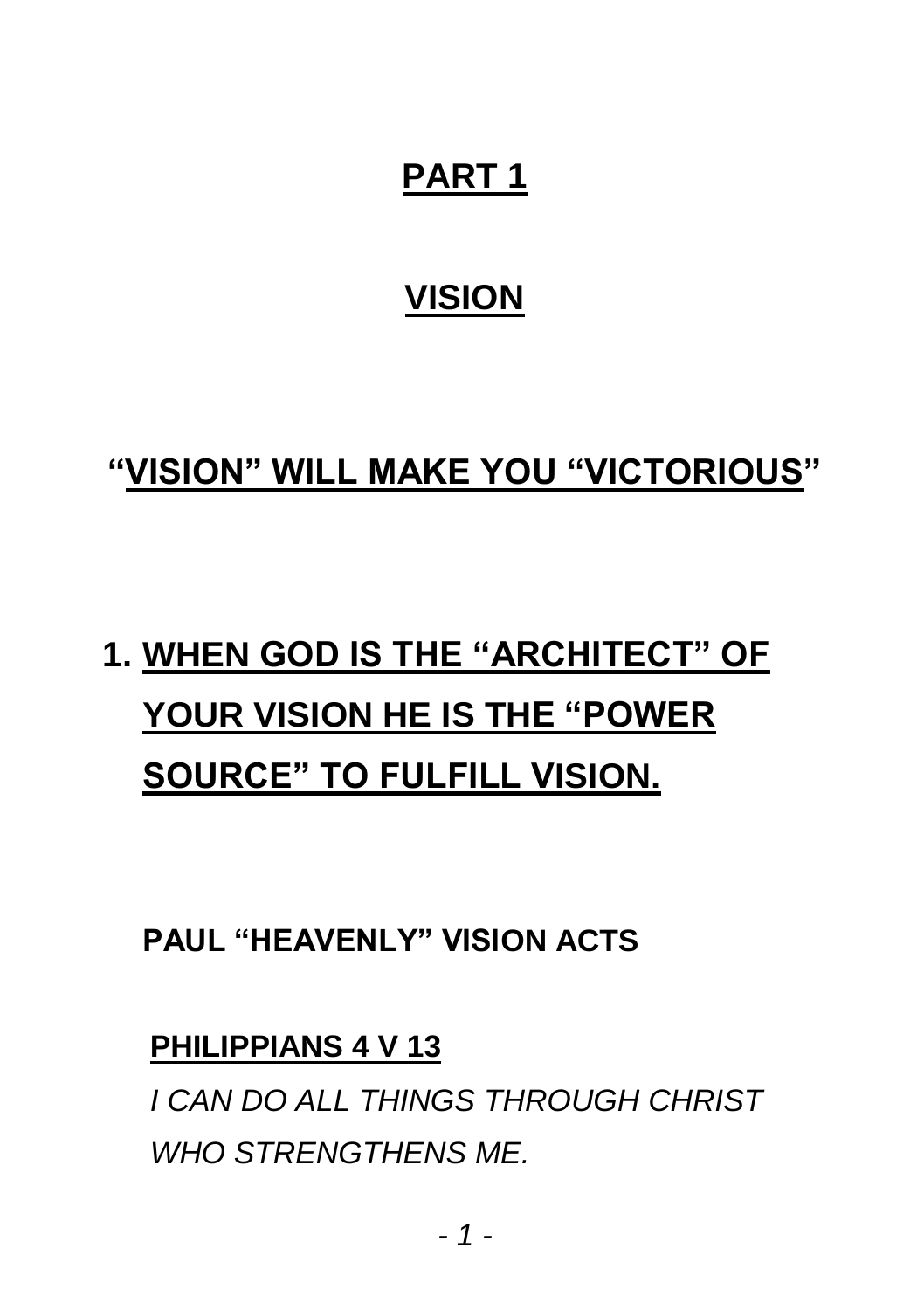# PART 1

## VISION

## "VISION" WILL MAKE YOU "VICTORIOUS"

1. **WHEN GOD IS THE "ARCHITECT" OF YOUR VISION HE IS THE "POWER SOURCE" TO FULFILL VISION.**

**PAUL "HEAVENLY" VISION ACTS**

**PHILIPPIANS 4 V 13**

*I CAN DO ALL THINGS THROUGH CHRIST WHO STRENGTHENS ME.*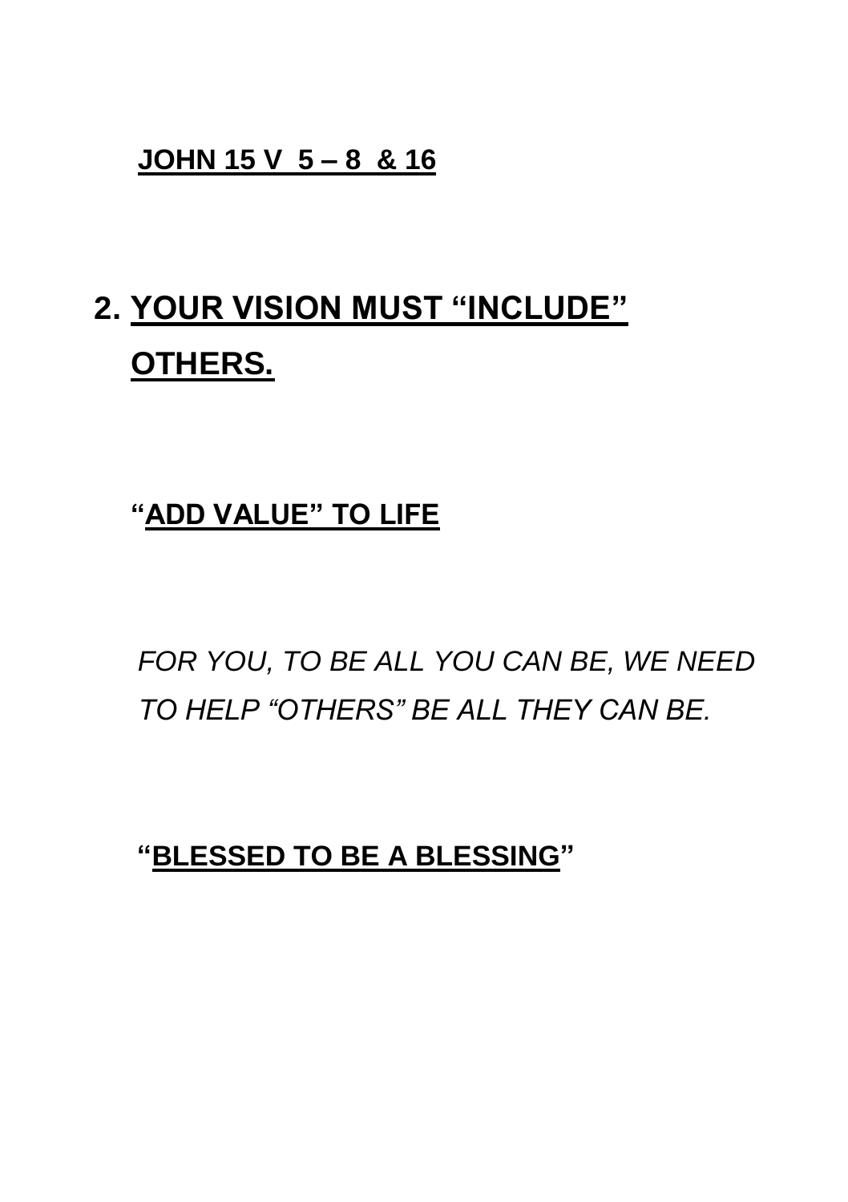**JOHN 15 V 5 – 8 & 16**

## 2. YOUR VISION MUST "INCLUDE" OTHERS.

**"ADD VALUE" TO LIFE**

*FOR YOU, TO BE ALL YOU CAN BE, WE NEED TO HELP "OTHERS" BE ALL THEY CAN BE.*

**"BLESSED TO BE A BLESSING"**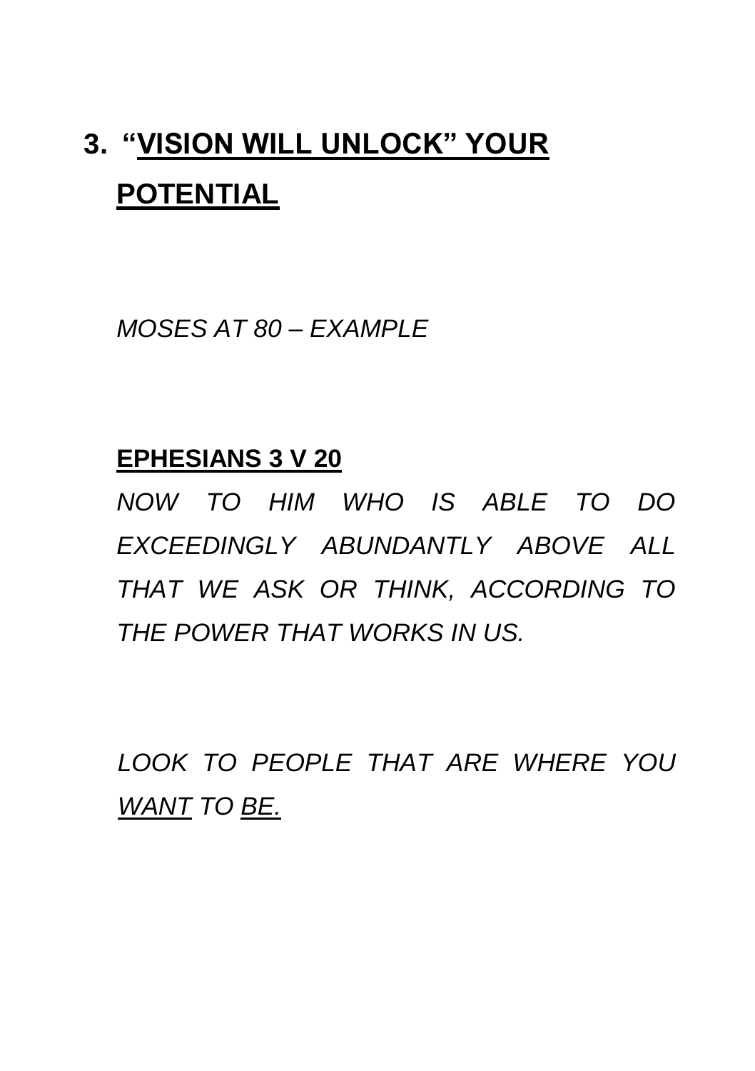# 3. "VISION WILL UNLOCK" YOUR POTENTIAL

*MOSES AT 80 – EXAMPLE*

**EPHESIANS 3 V 20**

*NOW TO HIM WHO IS ABLE TO DO EXCEEDINGLY ABUNDANTLY ABOVE ALL THAT WE ASK OR THINK, ACCORDING TO THE POWER THAT WORKS IN US.*

*LOOK TO PEOPLE THAT ARE WHERE YOU WANT TO BE.*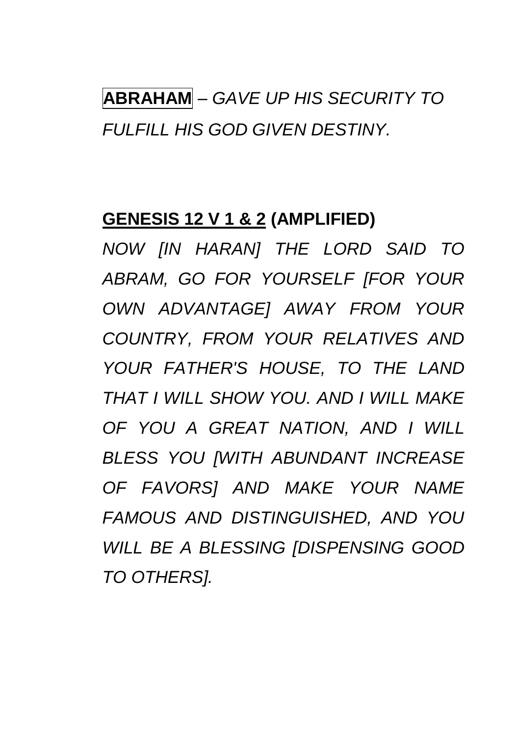**ABRAHAM** – *GAVE UP HIS SECURITY TO FULFILL HIS GOD GIVEN DESTINY.*

**GENESIS 12 V 1 & 2 (AMPLIFIED)**

*NOW [IN HARAN] THE LORD SAID TO ABRAM, GO FOR YOURSELF [FOR YOUR OWN ADVANTAGE] AWAY FROM YOUR COUNTRY, FROM YOUR RELATIVES AND YOUR FATHER'S HOUSE, TO THE LAND THAT I WILL SHOW YOU. AND I WILL MAKE OF YOU A GREAT NATION, AND I WILL BLESS YOU [WITH ABUNDANT INCREASE OF FAVORS] AND MAKE YOUR NAME FAMOUS AND DISTINGUISHED, AND YOU WILL BE A BLESSING [DISPENSING GOOD TO OTHERS].*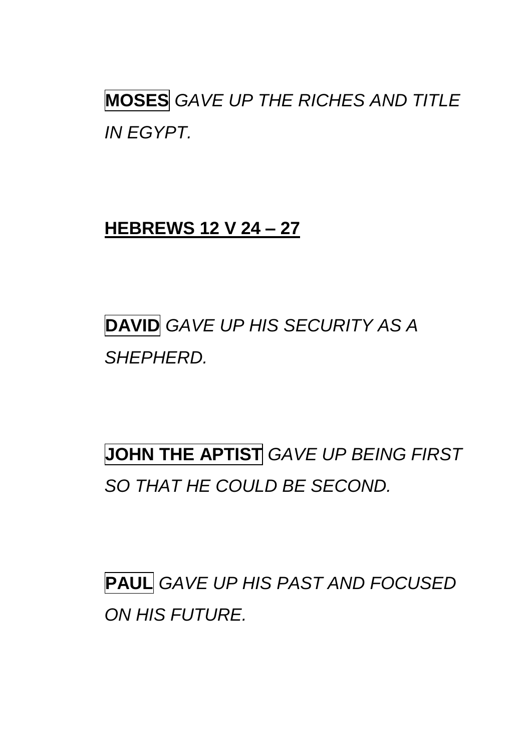**MOSES** *GAVE UP THE RICHES AND TITLE IN EGYPT.*

**HEBREWS 12 V 24 – 27**

**DAVID** *GAVE UP HIS SECURITY AS A SHEPHERD.*

**JOHN THE APTIST** *GAVE UP BEING FIRST SO THAT HE COULD BE SECOND.*

**PAUL** *GAVE UP HIS PAST AND FOCUSED ON HIS FUTURE.*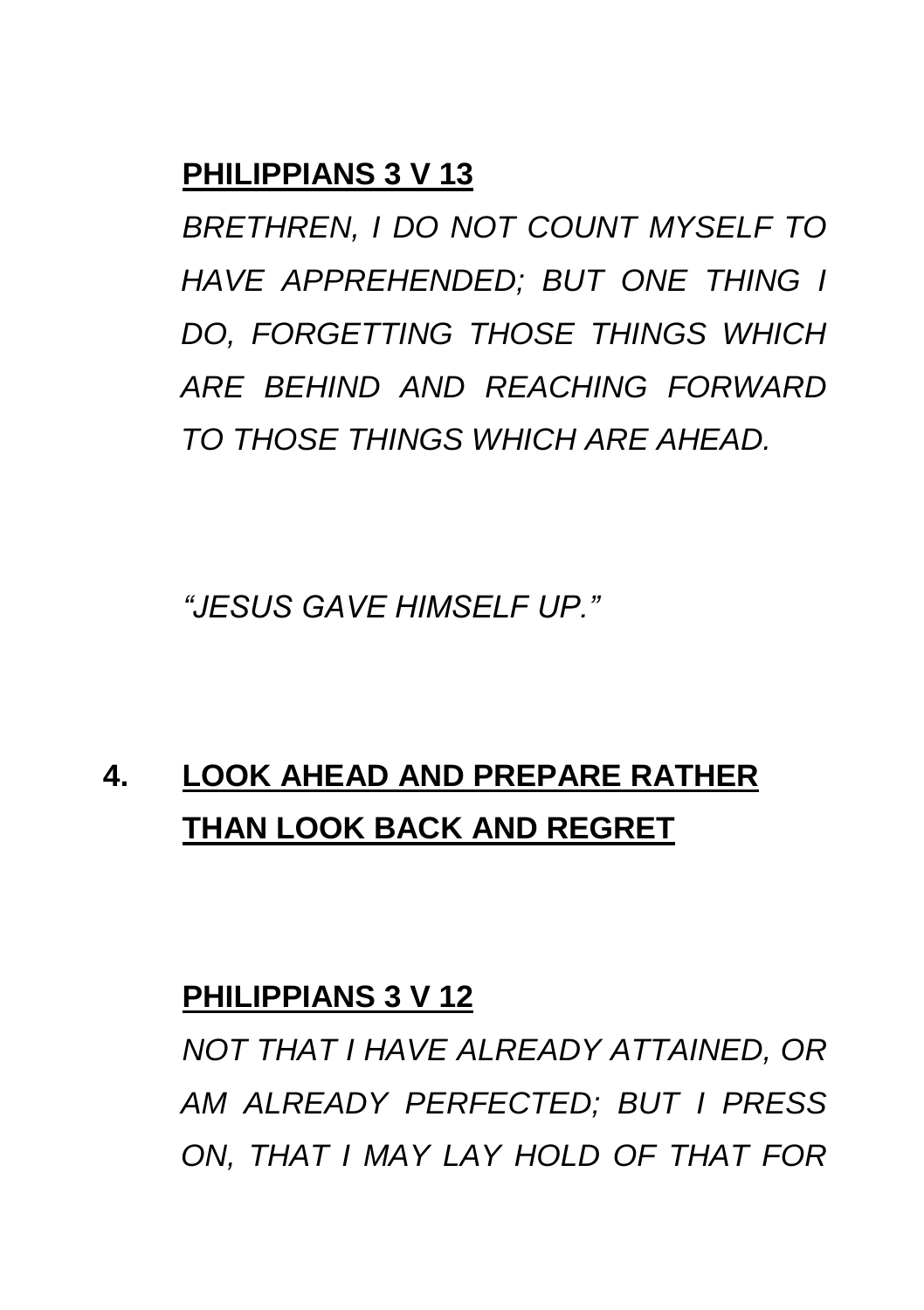**PHILIPPIANS 3 V 13**

*BRETHREN, I DO NOT COUNT MYSELF TO HAVE APPREHENDED; BUT ONE THING I DO, FORGETTING THOSE THINGS WHICH ARE BEHIND AND REACHING FORWARD TO THOSE THINGS WHICH ARE AHEAD.*

*"JESUS GAVE HIMSELF UP."*

## 4. LOOK AHEAD AND PREPARE RATHER THAN LOOK BACK AND REGRET

**PHILIPPIANS 3 V 12**

*NOT THAT I HAVE ALREADY ATTAINED, OR AM ALREADY PERFECTED; BUT I PRESS ON, THAT I MAY LAY HOLD OF THAT FOR*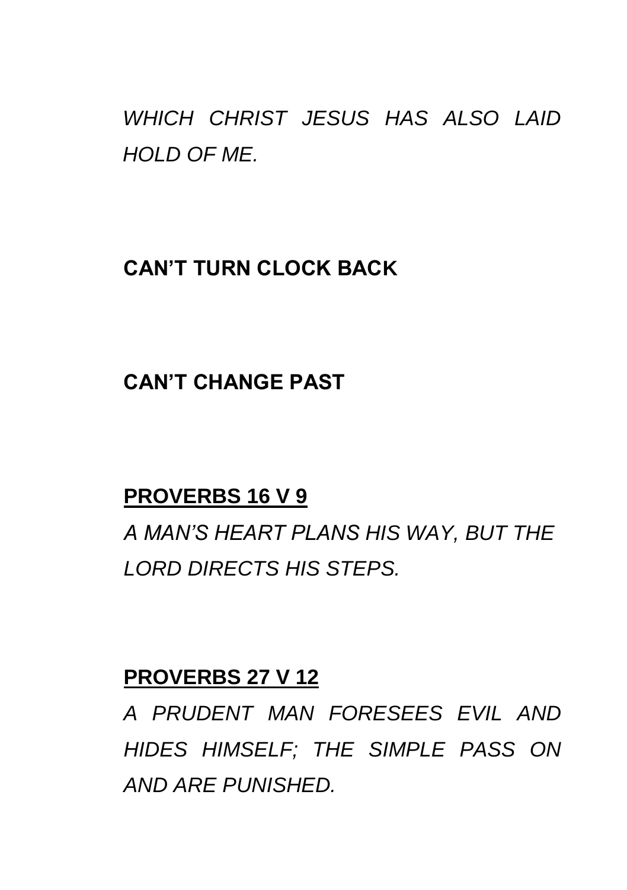*WHICH CHRIST JESUS HAS ALSO LAID HOLD OF ME.*

**CAN'T TURN CLOCK BACK**

**CAN'T CHANGE PAST**

**PROVERBS 16 V 9**

*A MAN'S HEART PLANS HIS WAY, BUT THE LORD DIRECTS HIS STEPS.*

**PROVERBS 27 V 12**

*A PRUDENT MAN FORESEES EVIL AND HIDES HIMSELF; THE SIMPLE PASS ON AND ARE PUNISHED.*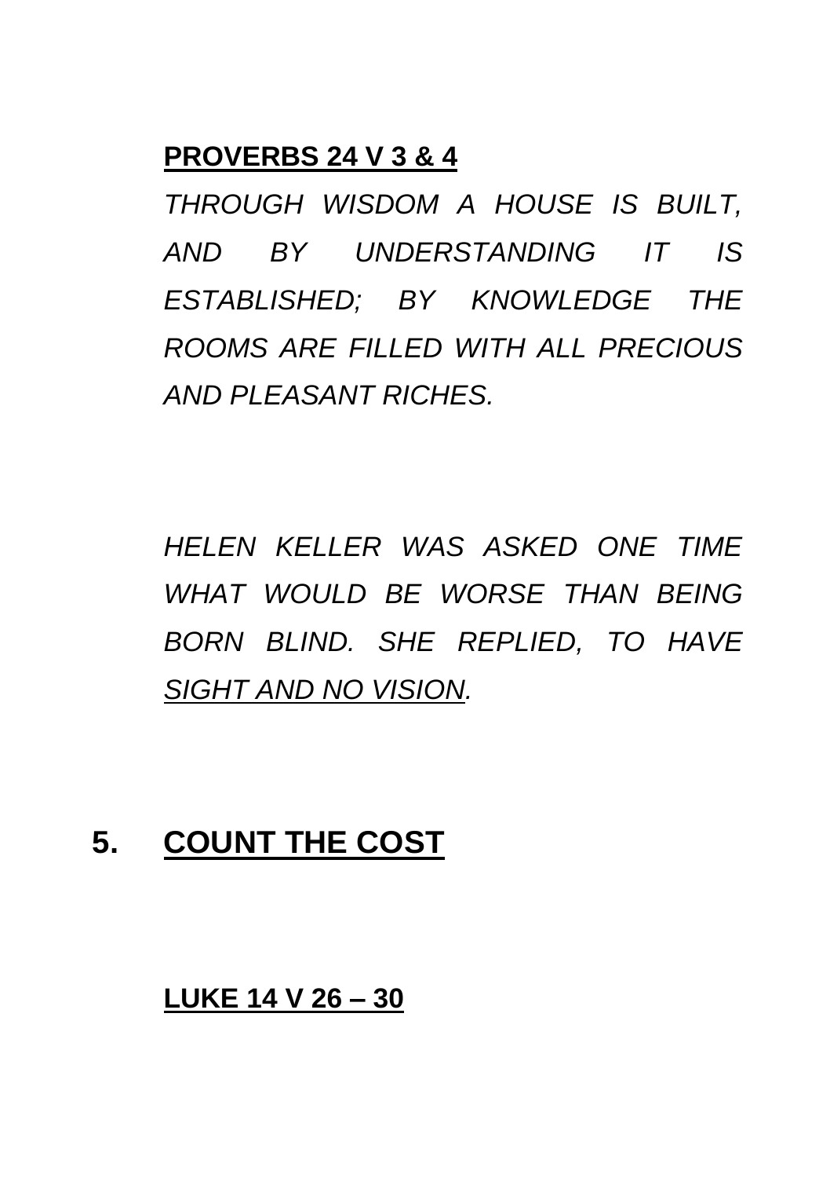**PROVERBS 24 V 3 & 4**

*THROUGH WISDOM A HOUSE IS BUILT, AND BY UNDERSTANDING IT IS ESTABLISHED; BY KNOWLEDGE THE ROOMS ARE FILLED WITH ALL PRECIOUS AND PLEASANT RICHES.*

*HELEN KELLER WAS ASKED ONE TIME WHAT WOULD BE WORSE THAN BEING BORN BLIND. SHE REPLIED, TO HAVE SIGHT AND NO VISION.*

## 5. COUNT THE COST

**LUKE 14 V 26 – 30**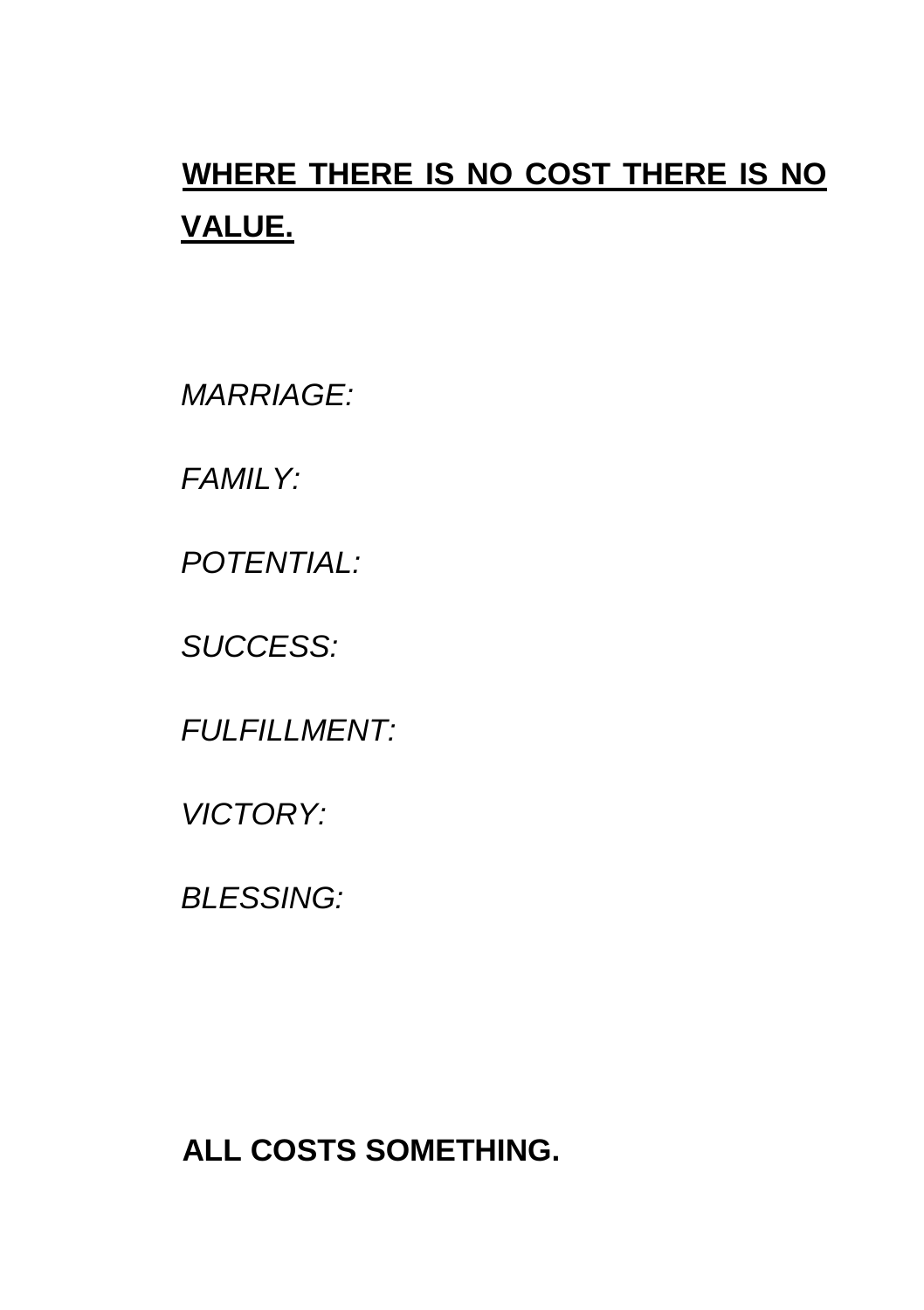## **WHERE THERE IS NO COST THERE IS NO VALUE.**

*MARRIAGE:*

*FAMILY:*

*POTENTIAL:*

*SUCCESS:*

*FULFILLMENT:*

*VICTORY:*

*BLESSING:*

**ALL COSTS SOMETHING.**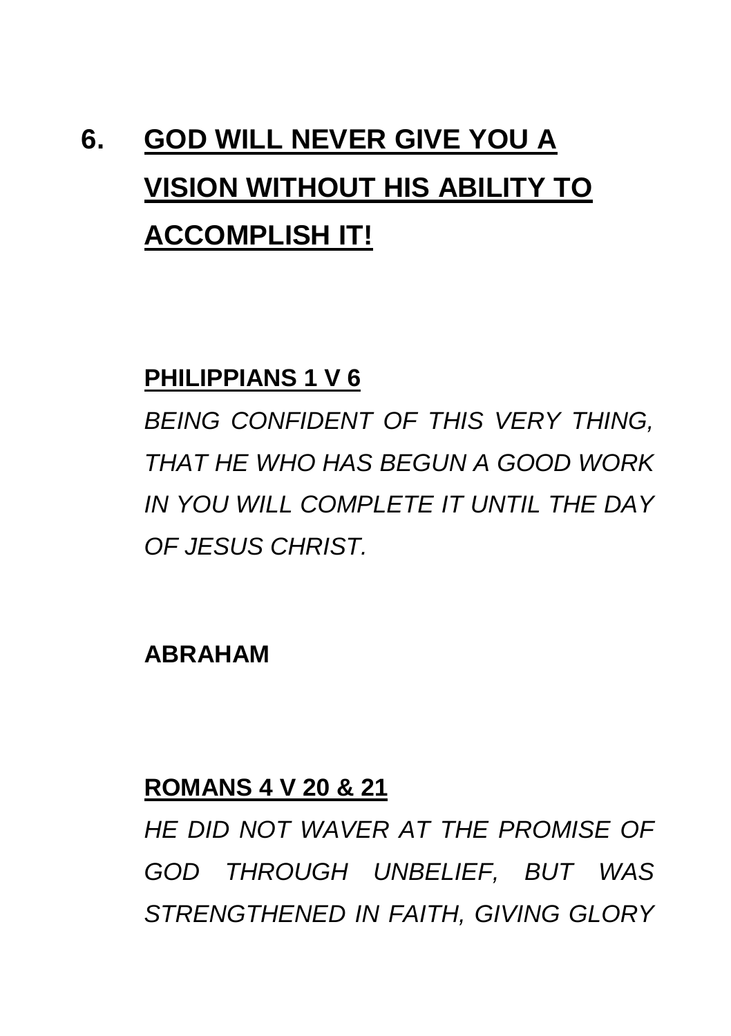## 6. GOD WILL NEVER GIVE YOU A VISION WITHOUT HIS ABILITY TO ACCOMPLISH IT!

**PHILIPPIANS 1 V 6**

*BEING CONFIDENT OF THIS VERY THING, THAT HE WHO HAS BEGUN A GOOD WORK IN YOU WILL COMPLETE IT UNTIL THE DAY OF JESUS CHRIST.*

**ABRAHAM**

**ROMANS 4 V 20 & 21**

*HE DID NOT WAVER AT THE PROMISE OF GOD THROUGH UNBELIEF, BUT WAS STRENGTHENED IN FAITH, GIVING GLORY*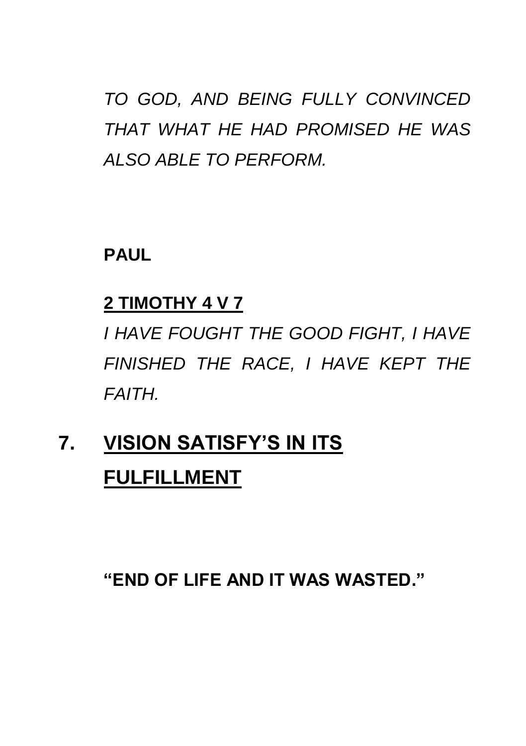*TO GOD, AND BEING FULLY CONVINCED THAT WHAT HE HAD PROMISED HE WAS ALSO ABLE TO PERFORM.*

**PAUL**

**<u>2 TIMOTHY 4 V 7</u>**

*I HAVE FOUGHT THE GOOD FIGHT, I HAVE FINISHED THE RACE, I HAVE KEPT THE FAITH.*

## 7. <u>VISION SATISFY'S IN ITS FULFILLMENT</u>

**"END OF LIFE AND IT WAS WASTED."**